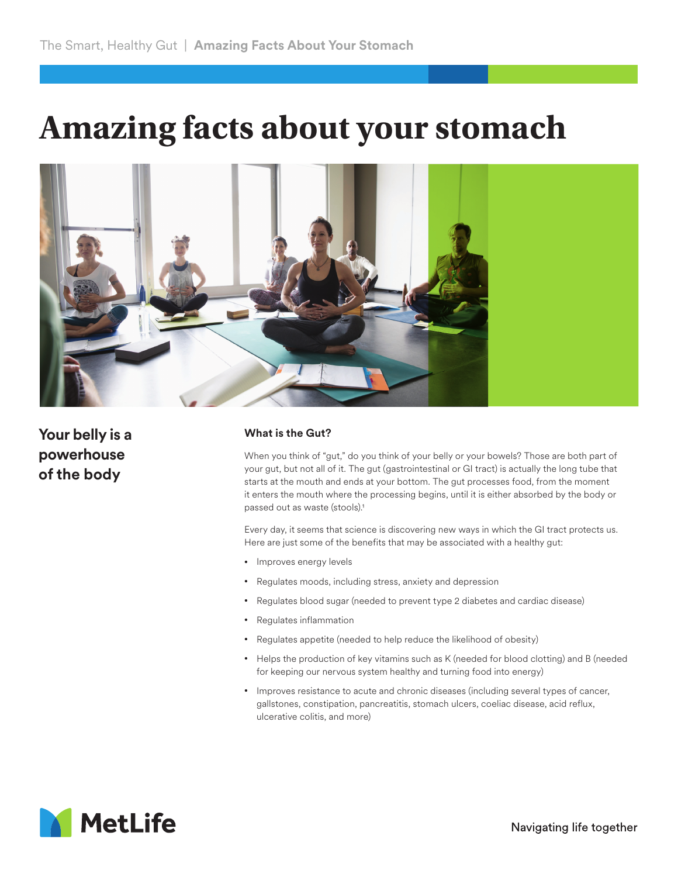# Amazing facts about your stomach

## Your belly is a powerhouse of the body

### What is the Gut?

When you think of "gut," do you think of your belly or your bowels? Those are both part of your gut, but not all of it. The gut (gastrointestinal or GI tract) is actually the long tube that starts at the mouth and ends at your bottom. The gut processes food, from the moment it enters the mouth where the processing begins, until it is either absorbed by the body or passed out as waste (stools).[1]

Every day, it seems that science is discovering new ways in which the GI tract protects us. Here are just some of the benefits that may be associated with a healthy gut:

- Improves energy levels
- Regulates moods, including stress, anxiety and depression
- Regulates blood sugar (needed to prevent type 2 diabetes and cardiac disease)
- Regulates inflammation
- Regulates appetite (needed to help reduce the likelihood of obesity)
- Helps the production of key vitamins such as K (needed for blood clotting) and B (needed for keeping our nervous system healthy and turning food into energy)
- Improves resistance to acute and chronic diseases (including several types of cancer, gallstones, constipation, pancreatitis, stomach ulcers, coeliac disease, acid reflux, ulcerative colitis, and more)

MetLife

Navigating life together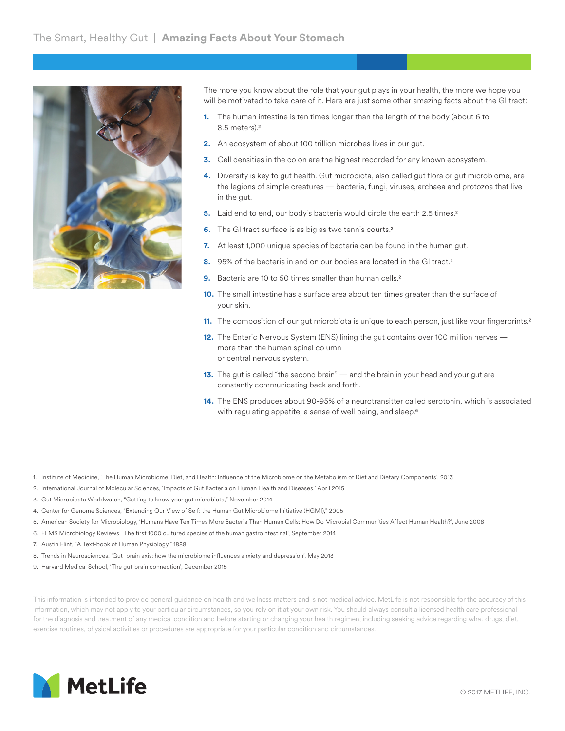# The Smart, Healthy Gut | **Amazing Facts About Your Stomach**

The more you know about the role that your gut plays in your health, the more we hope you will be motivated to take care of it. Here are just some other amazing facts about the GI tract:

1. The human intestine is ten times longer than the length of the body (about 6 to 8.5 meters).[2]
2. An ecosystem of about 100 trillion microbes lives in our gut.
3. Cell densities in the colon are the highest recorded for any known ecosystem.
4. Diversity is key to gut health. Gut microbiota, also called gut flora or gut microbiome, are the legions of simple creatures — bacteria, fungi, viruses, archaea and protozoa that live in the gut.
5. Laid end to end, our body's bacteria would circle the earth 2.5 times.[2]
6. The GI tract surface is as big as two tennis courts.[2]
7. At least 1,000 unique species of bacteria can be found in the human gut.
8. 95% of the bacteria in and on our bodies are located in the GI tract.[2]
9. Bacteria are 10 to 50 times smaller than human cells.[2]
10. The small intestine has a surface area about ten times greater than the surface of your skin.
11. The composition of our gut microbiota is unique to each person, just like your fingerprints.[2]
12. The Enteric Nervous System (ENS) lining the gut contains over 100 million nerves — more than the human spinal column or central nervous system.
13. The gut is called "the second brain" — and the brain in your head and your gut are constantly communicating back and forth.
14. The ENS produces about 90-95% of a neurotransitter called serotonin, which is associated with regulating appetite, a sense of well being, and sleep.[6]

1. Institute of Medicine, 'The Human Microbiome, Diet, and Health: Influence of the Microbiome on the Metabolism of Diet and Dietary Components', 2013
2. International Journal of Molecular Sciences, 'Impacts of Gut Bacteria on Human Health and Diseases,' April 2015
3. Gut Microbioata Worldwatch, "Getting to know your gut microbiota," November 2014
4. Center for Genome Sciences, "Extending Our View of Self: the Human Gut Microbiome Initiative (HGMI)," 2005
5. American Society for Microbiology, 'Humans Have Ten Times More Bacteria Than Human Cells: How Do Microbial Communities Affect Human Health?', June 2008
6. FEMS Microbiology Reviews, 'The first 1000 cultured species of the human gastrointestinal', September 2014
7. Austin Flint, "A Text-book of Human Physiology," 1888
8. Trends in Neurosciences, 'Gut–brain axis: how the microbiome influences anxiety and depression', May 2013
9. Harvard Medical School, 'The gut-brain connection', December 2015

This information is intended to provide general guidance on health and wellness matters and is not medical advice. MetLife is not responsible for the accuracy of this information, which may not apply to your particular circumstances, so you rely on it at your own risk. You should always consult a licensed health care professional for the diagnosis and treatment of any medical condition and before starting or changing your health regimen, including seeking advice regarding what drugs, diet, exercise routines, physical activities or procedures are appropriate for your particular condition and circumstances.

MetLife

© 2017 METLIFE, INC.